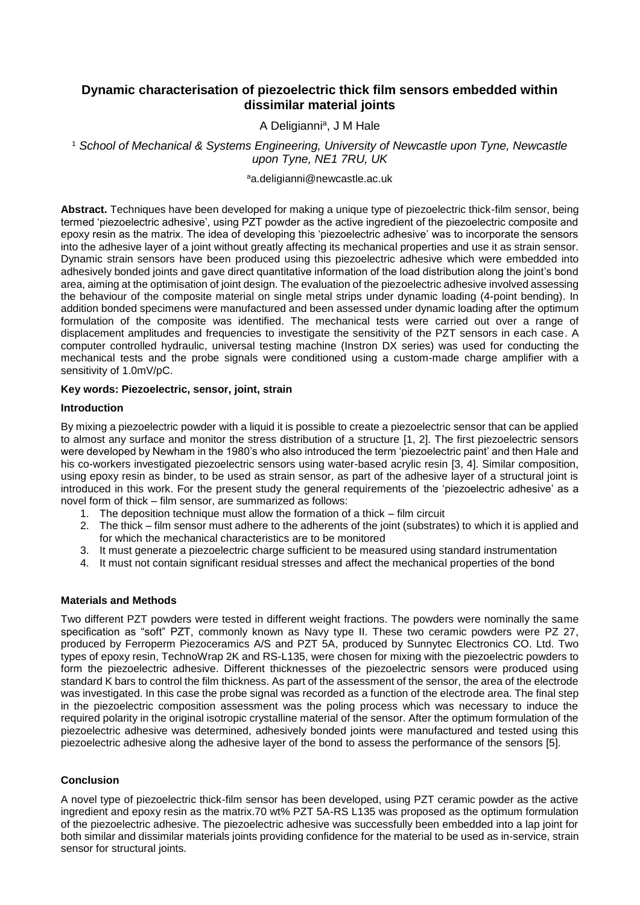# Dynamic characterisation of piezoelectric thick film sensors embedded within dissimilar material joints

A Deligianni[a], J M Hale

[1] *School of Mechanical & Systems Engineering, University of Newcastle upon Tyne, Newcastle upon Tyne, NE1 7RU, UK*

[a]a.deligianni@newcastle.ac.uk

**Abstract.** Techniques have been developed for making a unique type of piezoelectric thick-film sensor, being termed 'piezoelectric adhesive', using PZT powder as the active ingredient of the piezoelectric composite and epoxy resin as the matrix. The idea of developing this 'piezoelectric adhesive' was to incorporate the sensors into the adhesive layer of a joint without greatly affecting its mechanical properties and use it as strain sensor. Dynamic strain sensors have been produced using this piezoelectric adhesive which were embedded into adhesively bonded joints and gave direct quantitative information of the load distribution along the joint's bond area, aiming at the optimisation of joint design. The evaluation of the piezoelectric adhesive involved assessing the behaviour of the composite material on single metal strips under dynamic loading (4-point bending). In addition bonded specimens were manufactured and been assessed under dynamic loading after the optimum formulation of the composite was identified. The mechanical tests were carried out over a range of displacement amplitudes and frequencies to investigate the sensitivity of the PZT sensors in each case. A computer controlled hydraulic, universal testing machine (Instron DX series) was used for conducting the mechanical tests and the probe signals were conditioned using a custom-made charge amplifier with a sensitivity of 1.0mV/pC.

**Key words: Piezoelectric, sensor, joint, strain**

### Introduction

By mixing a piezoelectric powder with a liquid it is possible to create a piezoelectric sensor that can be applied to almost any surface and monitor the stress distribution of a structure [1, 2]. The first piezoelectric sensors were developed by Newham in the 1980's who also introduced the term 'piezoelectric paint' and then Hale and his co-workers investigated piezoelectric sensors using water-based acrylic resin [3, 4]. Similar composition, using epoxy resin as binder, to be used as strain sensor, as part of the adhesive layer of a structural joint is introduced in this work. For the present study the general requirements of the 'piezoelectric adhesive' as a novel form of thick – film sensor, are summarized as follows:

1. The deposition technique must allow the formation of a thick – film circuit
2. The thick – film sensor must adhere to the adherents of the joint (substrates) to which it is applied and for which the mechanical characteristics are to be monitored
3. It must generate a piezoelectric charge sufficient to be measured using standard instrumentation
4. It must not contain significant residual stresses and affect the mechanical properties of the bond

### Materials and Methods

Two different PZT powders were tested in different weight fractions. The powders were nominally the same specification as "soft" PZT, commonly known as Navy type II. These two ceramic powders were PZ 27, produced by Ferroperm Piezoceramics A/S and PZT 5A, produced by Sunnytec Electronics CO. Ltd. Two types of epoxy resin, TechnoWrap 2K and RS-L135, were chosen for mixing with the piezoelectric powders to form the piezoelectric adhesive. Different thicknesses of the piezoelectric sensors were produced using standard K bars to control the film thickness. As part of the assessment of the sensor, the area of the electrode was investigated. In this case the probe signal was recorded as a function of the electrode area. The final step in the piezoelectric composition assessment was the poling process which was necessary to induce the required polarity in the original isotropic crystalline material of the sensor. After the optimum formulation of the piezoelectric adhesive was determined, adhesively bonded joints were manufactured and tested using this piezoelectric adhesive along the adhesive layer of the bond to assess the performance of the sensors [5].

### Conclusion

A novel type of piezoelectric thick-film sensor has been developed, using PZT ceramic powder as the active ingredient and epoxy resin as the matrix.70 wt% PZT 5A-RS L135 was proposed as the optimum formulation of the piezoelectric adhesive. The piezoelectric adhesive was successfully been embedded into a lap joint for both similar and dissimilar materials joints providing confidence for the material to be used as in-service, strain sensor for structural joints.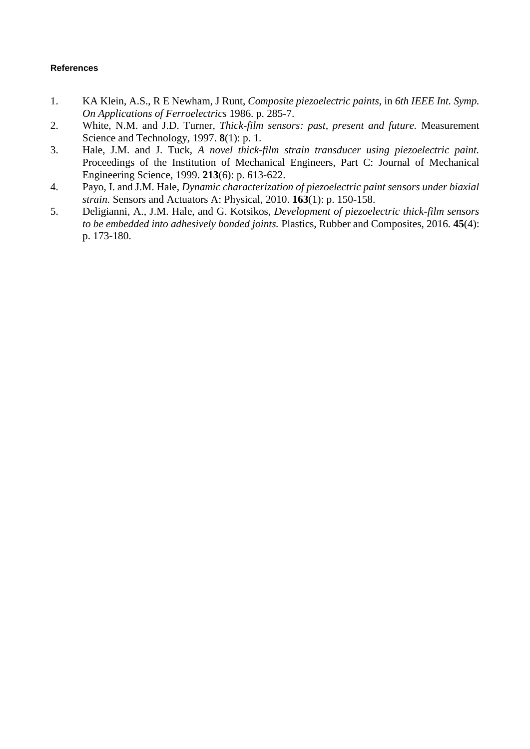#### References

1. KA Klein, A.S., R E Newham, J Runt, *Composite piezoelectric paints*, in *6th IEEE Int. Symp. On Applications of Ferroelectrics* 1986. p. 285-7.
2. White, N.M. and J.D. Turner, *Thick-film sensors: past, present and future.* Measurement Science and Technology, 1997. **8**(1): p. 1.
3. Hale, J.M. and J. Tuck, *A novel thick-film strain transducer using piezoelectric paint.* Proceedings of the Institution of Mechanical Engineers, Part C: Journal of Mechanical Engineering Science, 1999. **213**(6): p. 613-622.
4. Payo, I. and J.M. Hale, *Dynamic characterization of piezoelectric paint sensors under biaxial strain.* Sensors and Actuators A: Physical, 2010. **163**(1): p. 150-158.
5. Deligianni, A., J.M. Hale, and G. Kotsikos, *Development of piezoelectric thick-film sensors to be embedded into adhesively bonded joints.* Plastics, Rubber and Composites, 2016. **45**(4): p. 173-180.